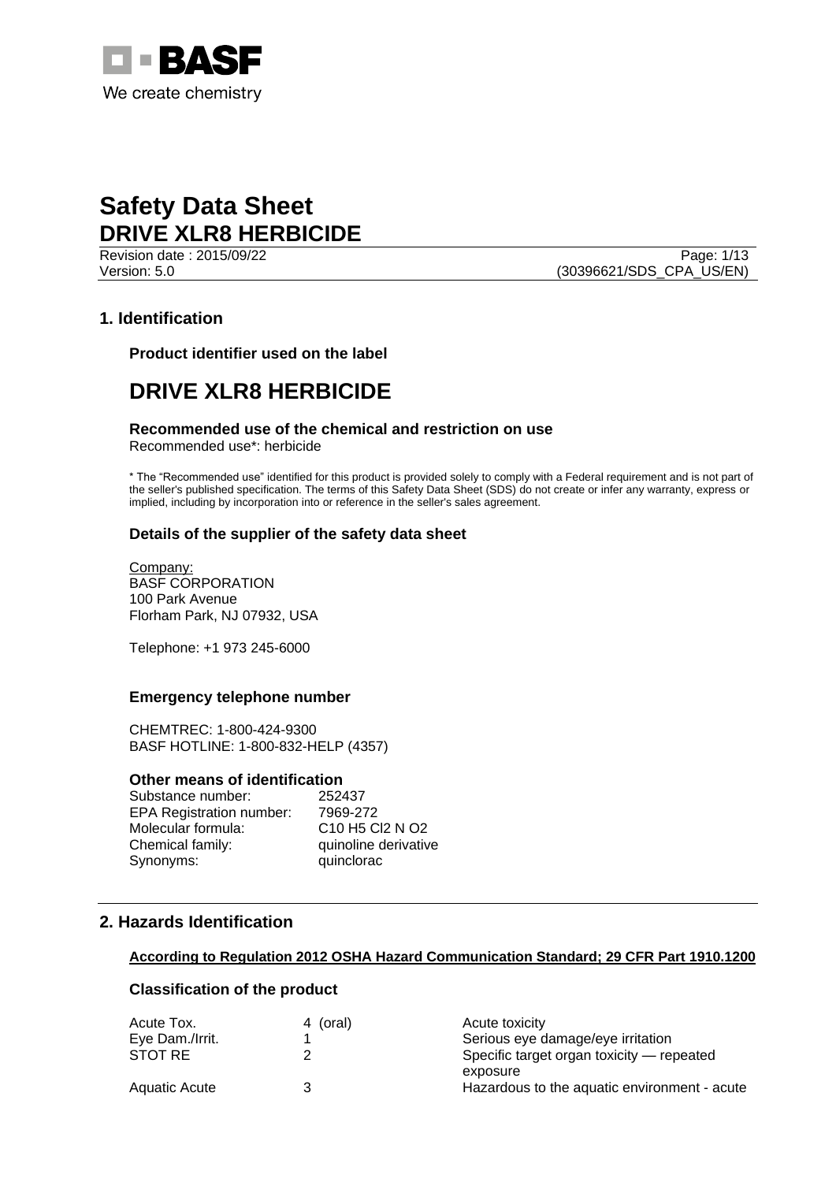BASF

We create chemistry

# Safety Data Sheet
# DRIVE XLR8 HERBICIDE

Revision date : 2015/09/22
Version: 5.0

(30396621/SDS_CPA_US/EN)

## 1. Identification

### Product identifier used on the label

# DRIVE XLR8 HERBICIDE

### Recommended use of the chemical and restriction on use

Recommended use*: herbicide

* The "Recommended use" identified for this product is provided solely to comply with a Federal requirement and is not part of the seller's published specification. The terms of this Safety Data Sheet (SDS) do not create or infer any warranty, express or implied, including by incorporation into or reference in the seller's sales agreement.

### Details of the supplier of the safety data sheet

Company:
BASF CORPORATION
100 Park Avenue
Florham Park, NJ 07932, USA

Telephone: +1 973 245-6000

### Emergency telephone number

CHEMTREC: 1-800-424-9300
BASF HOTLINE: 1-800-832-HELP (4357)

### Other means of identification

| | |
|---|---|
| Substance number: | 252437 |
| EPA Registration number: | 7969-272 |
| Molecular formula: | $C_{10}H_5Cl_2NO_2$ |
| Chemical family: | quinoline derivative |
| Synonyms: | quinclorac |

## 2. Hazards Identification

**According to Regulation 2012 OSHA Hazard Communication Standard; 29 CFR Part 1910.1200**

### Classification of the product

| | | |
|---|---|---|
| Acute Tox. | 4 (oral) | Acute toxicity |
| Eye Dam./Irrit. | 1 | Serious eye damage/eye irritation |
| STOT RE | 2 | Specific target organ toxicity — repeated exposure |
| Aquatic Acute | 3 | Hazardous to the aquatic environment - acute |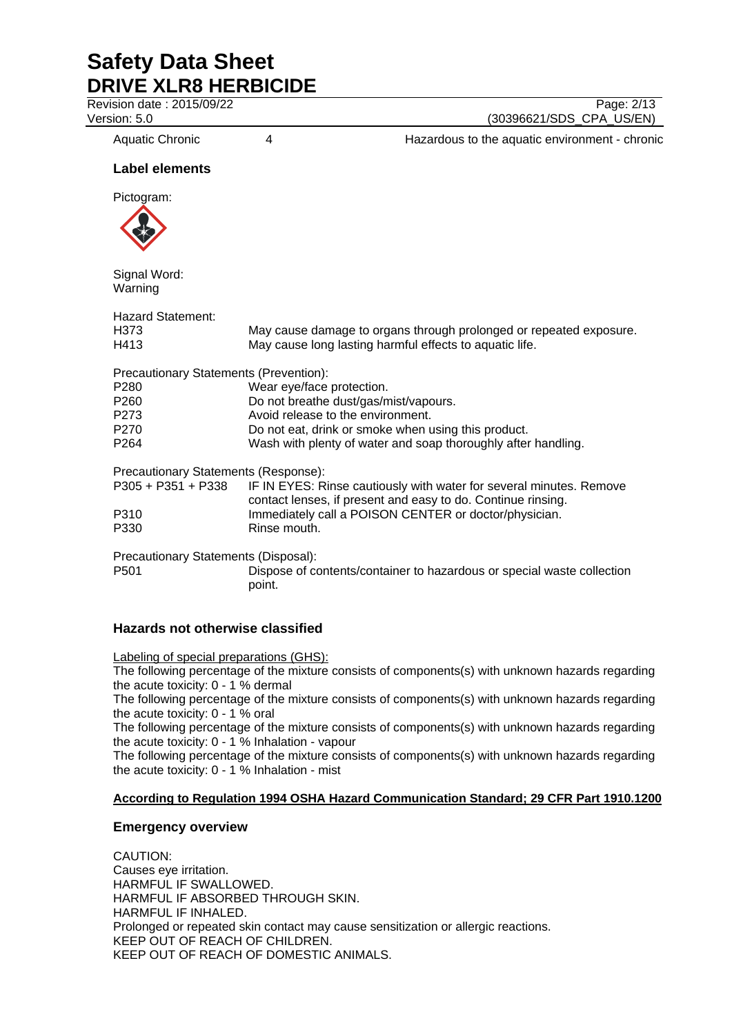| Aquatic Chronic | 4 | Hazardous to the aquatic environment - chronic |
|---|---|---|

### Label elements

Pictogram:

Signal Word:
Warning

Hazard Statement:

| | |
|---|---|
| H373 | May cause damage to organs through prolonged or repeated exposure. |
| H413 | May cause long lasting harmful effects to aquatic life. |

Precautionary Statements (Prevention):

| | |
|---|---|
| P280 | Wear eye/face protection. |
| P260 | Do not breathe dust/gas/mist/vapours. |
| P273 | Avoid release to the environment. |
| P270 | Do not eat, drink or smoke when using this product. |
| P264 | Wash with plenty of water and soap thoroughly after handling. |

Precautionary Statements (Response):

| | |
|---|---|
| P305 + P351 + P338 | IF IN EYES: Rinse cautiously with water for several minutes. Remove contact lenses, if present and easy to do. Continue rinsing. |
| P310 | Immediately call a POISON CENTER or doctor/physician. |
| P330 | Rinse mouth. |

Precautionary Statements (Disposal):

| | |
|---|---|
| P501 | Dispose of contents/container to hazardous or special waste collection point. |

### Hazards not otherwise classified

Labeling of special preparations (GHS):

The following percentage of the mixture consists of components(s) with unknown hazards regarding the acute toxicity: 0 - 1 % dermal

The following percentage of the mixture consists of components(s) with unknown hazards regarding the acute toxicity: 0 - 1 % oral

The following percentage of the mixture consists of components(s) with unknown hazards regarding the acute toxicity: 0 - 1 % Inhalation - vapour

The following percentage of the mixture consists of components(s) with unknown hazards regarding the acute toxicity: 0 - 1 % Inhalation - mist

**According to Regulation 1994 OSHA Hazard Communication Standard; 29 CFR Part 1910.1200**

### Emergency overview

CAUTION:
Causes eye irritation.
HARMFUL IF SWALLOWED.
HARMFUL IF ABSORBED THROUGH SKIN.
HARMFUL IF INHALED.
Prolonged or repeated skin contact may cause sensitization or allergic reactions.
KEEP OUT OF REACH OF CHILDREN.
KEEP OUT OF REACH OF DOMESTIC ANIMALS.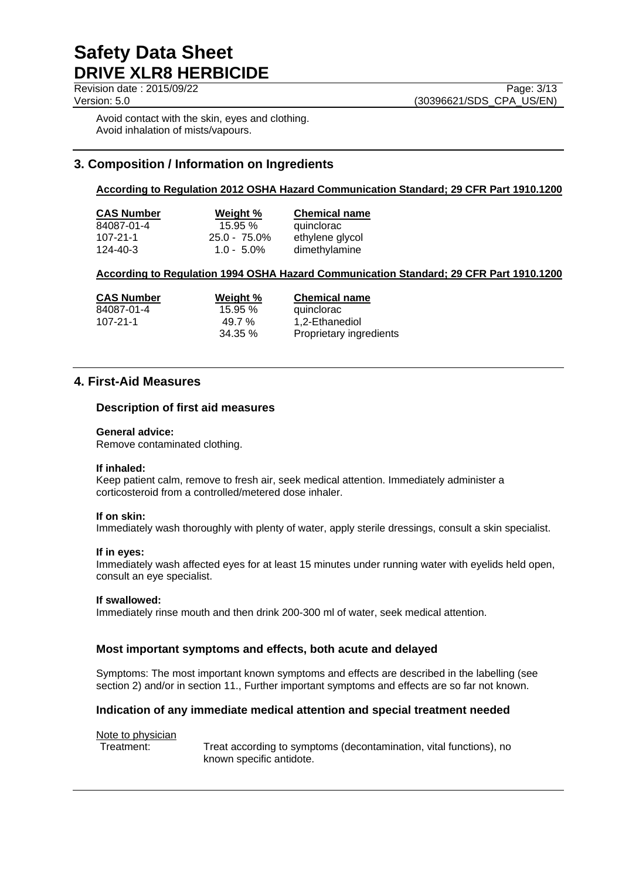Avoid contact with the skin, eyes and clothing.
Avoid inhalation of mists/vapours.

## 3. Composition / Information on Ingredients

**According to Regulation 2012 OSHA Hazard Communication Standard; 29 CFR Part 1910.1200**

| CAS Number | Weight % | Chemical name |
|---|---|---|
| 84087-01-4 | 15.95 % | quinclorac |
| 107-21-1 | 25.0 - 75.0% | ethylene glycol |
| 124-40-3 | 1.0 - 5.0% | dimethylamine |

**According to Regulation 1994 OSHA Hazard Communication Standard; 29 CFR Part 1910.1200**

| CAS Number | Weight % | Chemical name |
|---|---|---|
| 84087-01-4 | 15.95 % | quinclorac |
| 107-21-1 | 49.7 % | 1,2-Ethanediol |
| | 34.35 % | Proprietary ingredients |

## 4. First-Aid Measures

### Description of first aid measures

**General advice:**
Remove contaminated clothing.

**If inhaled:**
Keep patient calm, remove to fresh air, seek medical attention. Immediately administer a corticosteroid from a controlled/metered dose inhaler.

**If on skin:**
Immediately wash thoroughly with plenty of water, apply sterile dressings, consult a skin specialist.

**If in eyes:**
Immediately wash affected eyes for at least 15 minutes under running water with eyelids held open, consult an eye specialist.

**If swallowed:**
Immediately rinse mouth and then drink 200-300 ml of water, seek medical attention.

### Most important symptoms and effects, both acute and delayed

Symptoms: The most important known symptoms and effects are described in the labelling (see section 2) and/or in section 11., Further important symptoms and effects are so far not known.

### Indication of any immediate medical attention and special treatment needed

Note to physician

Treatment: Treat according to symptoms (decontamination, vital functions), no known specific antidote.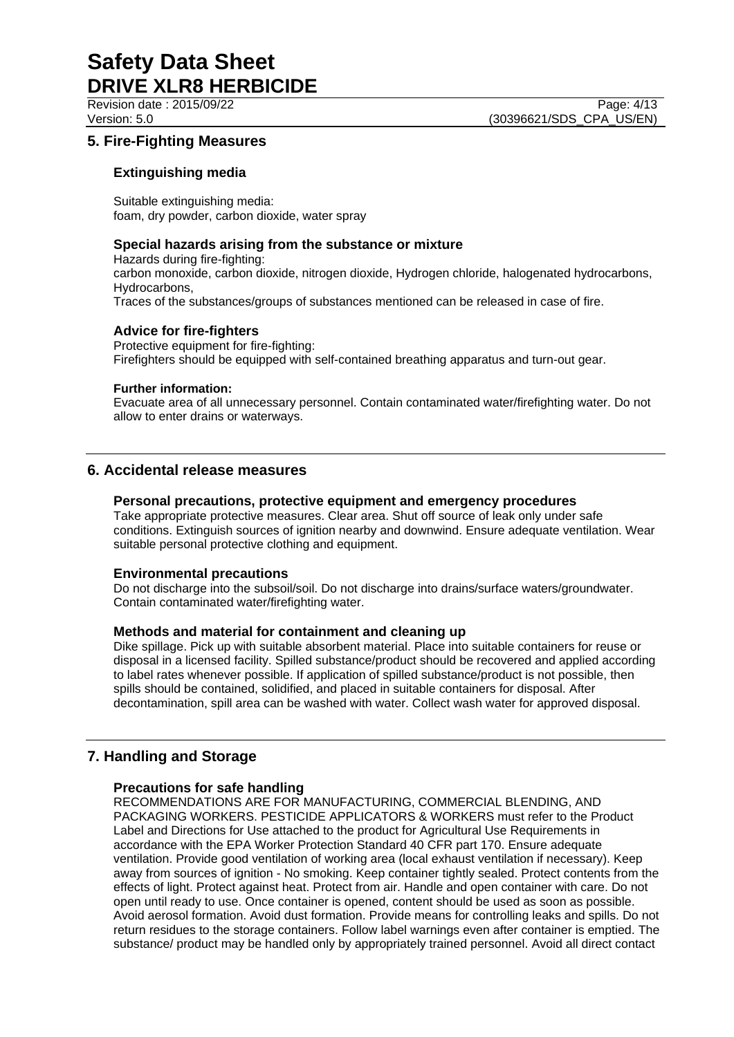## 5. Fire-Fighting Measures

### Extinguishing media

Suitable extinguishing media:
foam, dry powder, carbon dioxide, water spray

### Special hazards arising from the substance or mixture

Hazards during fire-fighting:
carbon monoxide, carbon dioxide, nitrogen dioxide, Hydrogen chloride, halogenated hydrocarbons, Hydrocarbons,
Traces of the substances/groups of substances mentioned can be released in case of fire.

### Advice for fire-fighters

Protective equipment for fire-fighting:
Firefighters should be equipped with self-contained breathing apparatus and turn-out gear.

**Further information:**
Evacuate area of all unnecessary personnel. Contain contaminated water/firefighting water. Do not allow to enter drains or waterways.

## 6. Accidental release measures

### Personal precautions, protective equipment and emergency procedures

Take appropriate protective measures. Clear area. Shut off source of leak only under safe conditions. Extinguish sources of ignition nearby and downwind. Ensure adequate ventilation. Wear suitable personal protective clothing and equipment.

### Environmental precautions

Do not discharge into the subsoil/soil. Do not discharge into drains/surface waters/groundwater. Contain contaminated water/firefighting water.

### Methods and material for containment and cleaning up

Dike spillage. Pick up with suitable absorbent material. Place into suitable containers for reuse or disposal in a licensed facility. Spilled substance/product should be recovered and applied according to label rates whenever possible. If application of spilled substance/product is not possible, then spills should be contained, solidified, and placed in suitable containers for disposal. After decontamination, spill area can be washed with water. Collect wash water for approved disposal.

## 7. Handling and Storage

### Precautions for safe handling

RECOMMENDATIONS ARE FOR MANUFACTURING, COMMERCIAL BLENDING, AND PACKAGING WORKERS. PESTICIDE APPLICATORS & WORKERS must refer to the Product Label and Directions for Use attached to the product for Agricultural Use Requirements in accordance with the EPA Worker Protection Standard 40 CFR part 170. Ensure adequate ventilation. Provide good ventilation of working area (local exhaust ventilation if necessary). Keep away from sources of ignition - No smoking. Keep container tightly sealed. Protect contents from the effects of light. Protect against heat. Protect from air. Handle and open container with care. Do not open until ready to use. Once container is opened, content should be used as soon as possible. Avoid aerosol formation. Avoid dust formation. Provide means for controlling leaks and spills. Do not return residues to the storage containers. Follow label warnings even after container is emptied. The substance/ product may be handled only by appropriately trained personnel. Avoid all direct contact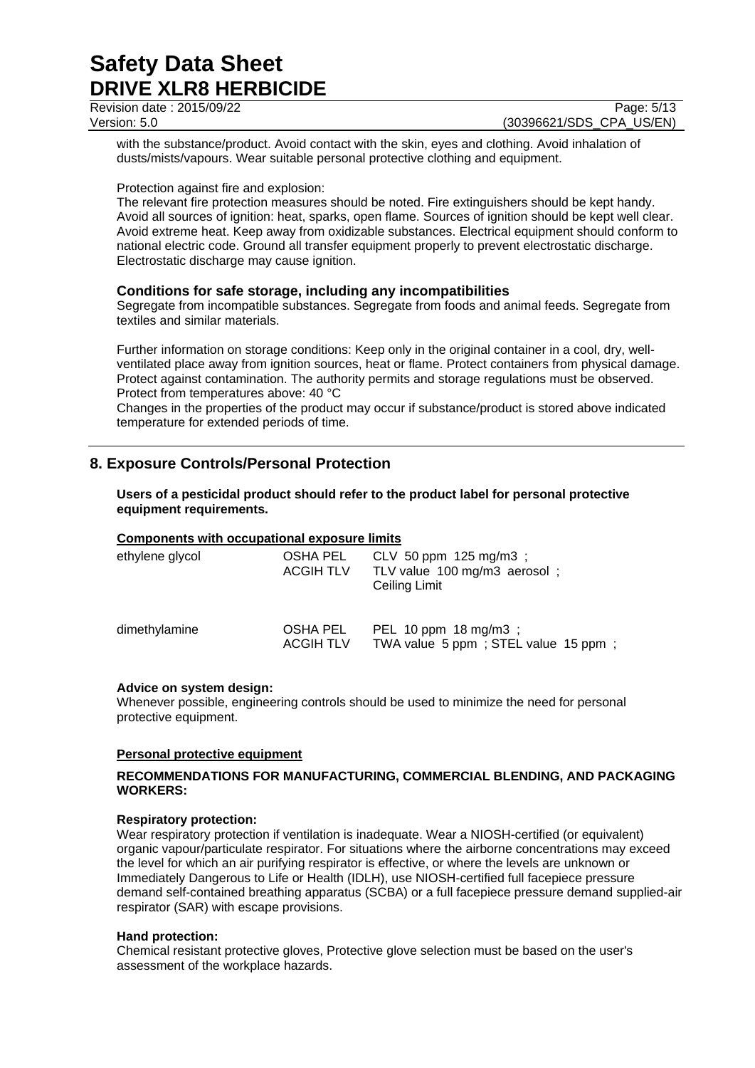with the substance/product. Avoid contact with the skin, eyes and clothing. Avoid inhalation of dusts/mists/vapours. Wear suitable personal protective clothing and equipment.

Protection against fire and explosion:
The relevant fire protection measures should be noted. Fire extinguishers should be kept handy. Avoid all sources of ignition: heat, sparks, open flame. Sources of ignition should be kept well clear. Avoid extreme heat. Keep away from oxidizable substances. Electrical equipment should conform to national electric code. Ground all transfer equipment properly to prevent electrostatic discharge. Electrostatic discharge may cause ignition.

### Conditions for safe storage, including any incompatibilities

Segregate from incompatible substances. Segregate from foods and animal feeds. Segregate from textiles and similar materials.

Further information on storage conditions: Keep only in the original container in a cool, dry, well-ventilated place away from ignition sources, heat or flame. Protect containers from physical damage. Protect against contamination. The authority permits and storage regulations must be observed. Protect from temperatures above: 40 °C
Changes in the properties of the product may occur if substance/product is stored above indicated temperature for extended periods of time.

## 8. Exposure Controls/Personal Protection

**Users of a pesticidal product should refer to the product label for personal protective equipment requirements.**

**Components with occupational exposure limits**

| | | |
|---|---|---|
| ethylene glycol | OSHA PEL | CLV 50 ppm 125 mg/m3 ; |
| | ACGIH TLV | TLV value 100 mg/m3 aerosol ; Ceiling Limit |
| dimethylamine | OSHA PEL | PEL 10 ppm 18 mg/m3 ; |
| | ACGIH TLV | TWA value 5 ppm ; STEL value 15 ppm ; |

**Advice on system design:**
Whenever possible, engineering controls should be used to minimize the need for personal protective equipment.

**Personal protective equipment**

**RECOMMENDATIONS FOR MANUFACTURING, COMMERCIAL BLENDING, AND PACKAGING WORKERS:**

**Respiratory protection:**
Wear respiratory protection if ventilation is inadequate. Wear a NIOSH-certified (or equivalent) organic vapour/particulate respirator. For situations where the airborne concentrations may exceed the level for which an air purifying respirator is effective, or where the levels are unknown or Immediately Dangerous to Life or Health (IDLH), use NIOSH-certified full facepiece pressure demand self-contained breathing apparatus (SCBA) or a full facepiece pressure demand supplied-air respirator (SAR) with escape provisions.

**Hand protection:**
Chemical resistant protective gloves, Protective glove selection must be based on the user's assessment of the workplace hazards.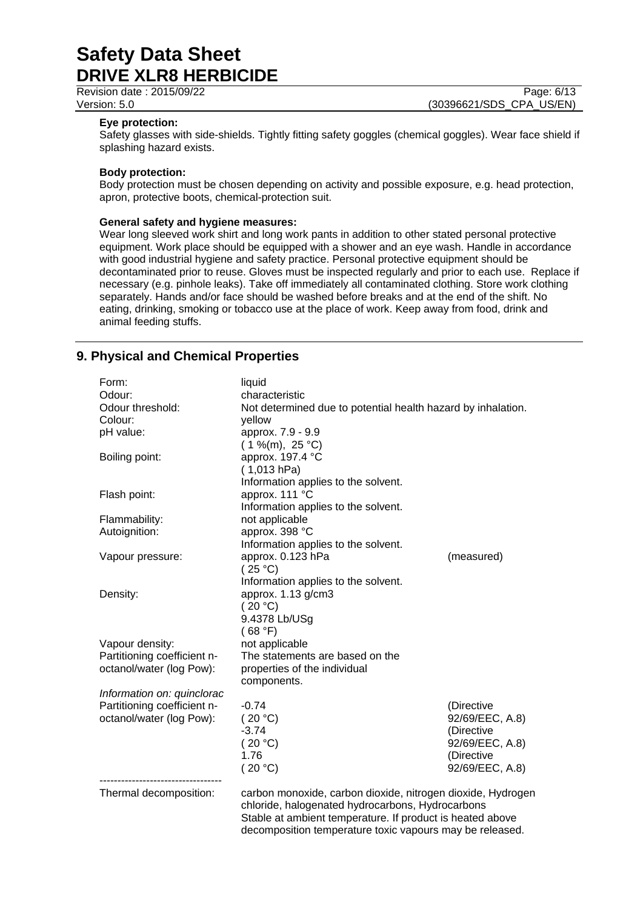**Eye protection:**
Safety glasses with side-shields. Tightly fitting safety goggles (chemical goggles). Wear face shield if splashing hazard exists.

**Body protection:**
Body protection must be chosen depending on activity and possible exposure, e.g. head protection, apron, protective boots, chemical-protection suit.

**General safety and hygiene measures:**
Wear long sleeved work shirt and long work pants in addition to other stated personal protective equipment. Work place should be equipped with a shower and an eye wash. Handle in accordance with good industrial hygiene and safety practice. Personal protective equipment should be decontaminated prior to reuse. Gloves must be inspected regularly and prior to each use. Replace if necessary (e.g. pinhole leaks). Take off immediately all contaminated clothing. Store work clothing separately. Hands and/or face should be washed before breaks and at the end of the shift. No eating, drinking, smoking or tobacco use at the place of work. Keep away from food, drink and animal feeding stuffs.

## 9. Physical and Chemical Properties

| | | |
|---|---|---|
| Form: | liquid | |
| Odour: | characteristic | |
| Odour threshold: | Not determined due to potential health hazard by inhalation. | |
| Colour: | yellow | |
| pH value: | approx. 7.9 - 9.9<br>( 1 %(m), 25 °C) | |
| Boiling point: | approx. 197.4 °C<br>( 1,013 hPa)<br>Information applies to the solvent. | |
| Flash point: | approx. 111 °C<br>Information applies to the solvent. | |
| Flammability: | not applicable | |
| Autoignition: | approx. 398 °C<br>Information applies to the solvent. | |
| Vapour pressure: | approx. 0.123 hPa<br>( 25 °C)<br>Information applies to the solvent. | (measured) |
| Density: | approx. 1.13 g/cm3<br>( 20 °C)<br>9.4378 Lb/USg<br>( 68 °F) | |
| Vapour density: | not applicable | |
| Partitioning coefficient n-octanol/water (log Pow): | The statements are based on the properties of the individual components. | |

*Information on: quinclorac*

| | | |
|---|---|---|
| Partitioning coefficient n-octanol/water (log Pow): | -0.74<br>( 20 °C) | (Directive 92/69/EEC, A.8) |
| | -3.74<br>( 20 °C) | (Directive 92/69/EEC, A.8) |
| | 1.76<br>( 20 °C) | (Directive 92/69/EEC, A.8) |

----------------------------------

| | |
|---|---|
| Thermal decomposition: | carbon monoxide, carbon dioxide, nitrogen dioxide, Hydrogen chloride, halogenated hydrocarbons, Hydrocarbons<br>Stable at ambient temperature. If product is heated above decomposition temperature toxic vapours may be released. |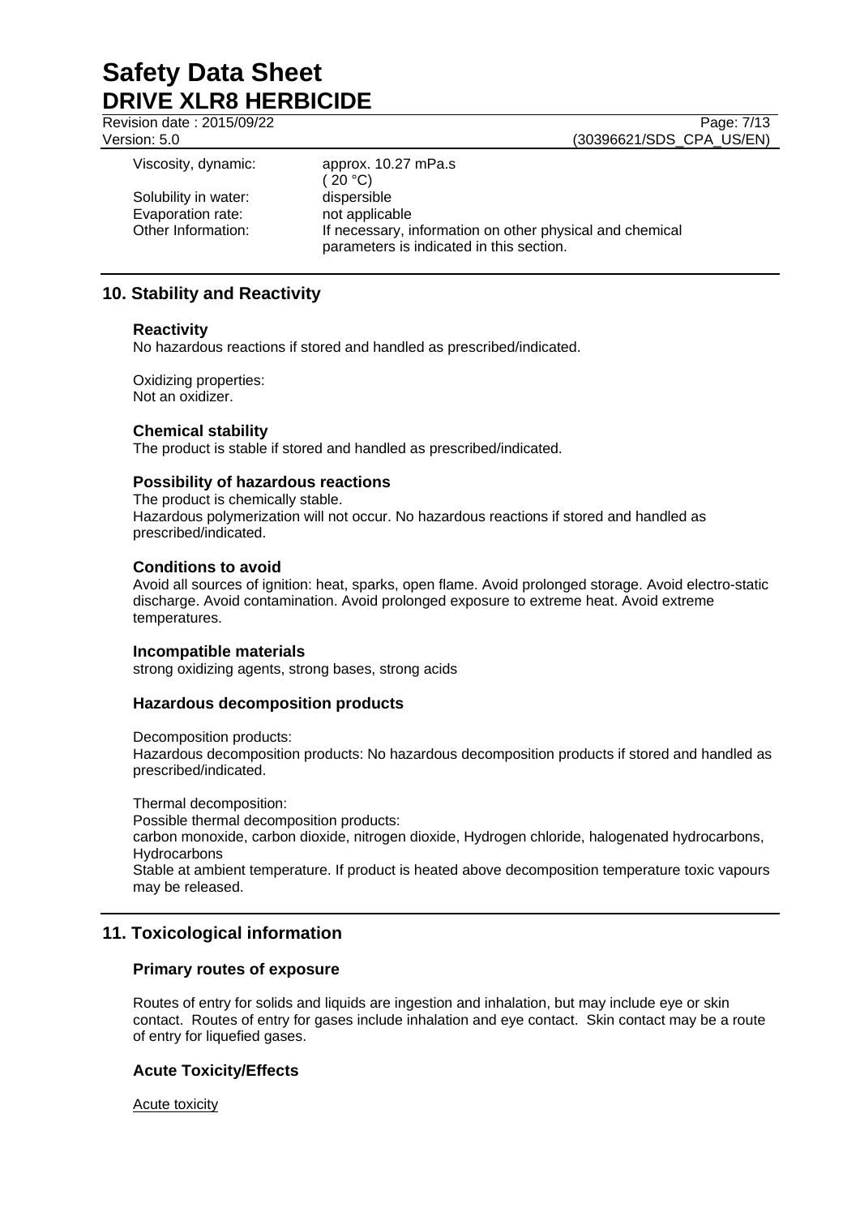| | |
|---|---|
| Viscosity, dynamic: | approx. 10.27 mPa.s<br>( 20 °C) |
| Solubility in water: | dispersible |
| Evaporation rate: | not applicable |
| Other Information: | If necessary, information on other physical and chemical parameters is indicated in this section. |

## 10. Stability and Reactivity

### Reactivity

No hazardous reactions if stored and handled as prescribed/indicated.

Oxidizing properties:
Not an oxidizer.

### Chemical stability

The product is stable if stored and handled as prescribed/indicated.

### Possibility of hazardous reactions

The product is chemically stable.
Hazardous polymerization will not occur. No hazardous reactions if stored and handled as prescribed/indicated.

### Conditions to avoid

Avoid all sources of ignition: heat, sparks, open flame. Avoid prolonged storage. Avoid electro-static discharge. Avoid contamination. Avoid prolonged exposure to extreme heat. Avoid extreme temperatures.

### Incompatible materials

strong oxidizing agents, strong bases, strong acids

### Hazardous decomposition products

Decomposition products:
Hazardous decomposition products: No hazardous decomposition products if stored and handled as prescribed/indicated.

Thermal decomposition:
Possible thermal decomposition products:
carbon monoxide, carbon dioxide, nitrogen dioxide, Hydrogen chloride, halogenated hydrocarbons, Hydrocarbons
Stable at ambient temperature. If product is heated above decomposition temperature toxic vapours may be released.

## 11. Toxicological information

### Primary routes of exposure

Routes of entry for solids and liquids are ingestion and inhalation, but may include eye or skin contact. Routes of entry for gases include inhalation and eye contact. Skin contact may be a route of entry for liquefied gases.

### Acute Toxicity/Effects

Acute toxicity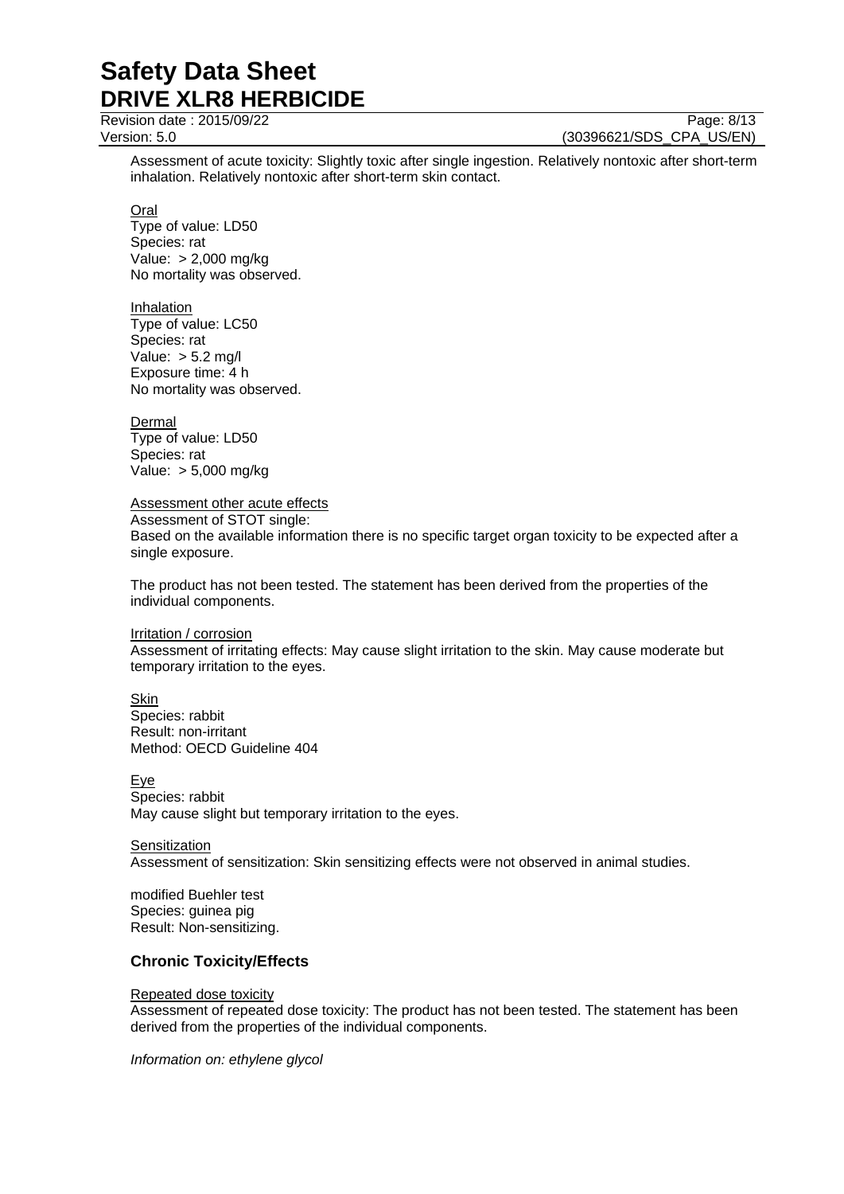Assessment of acute toxicity: Slightly toxic after single ingestion. Relatively nontoxic after short-term inhalation. Relatively nontoxic after short-term skin contact.

Oral
Type of value: LD50
Species: rat
Value: > 2,000 mg/kg
No mortality was observed.

Inhalation
Type of value: LC50
Species: rat
Value: > 5.2 mg/l
Exposure time: 4 h
No mortality was observed.

Dermal
Type of value: LD50
Species: rat
Value: > 5,000 mg/kg

Assessment other acute effects
Assessment of STOT single:
Based on the available information there is no specific target organ toxicity to be expected after a single exposure.

The product has not been tested. The statement has been derived from the properties of the individual components.

Irritation / corrosion
Assessment of irritating effects: May cause slight irritation to the skin. May cause moderate but temporary irritation to the eyes.

Skin
Species: rabbit
Result: non-irritant
Method: OECD Guideline 404

Eye
Species: rabbit
May cause slight but temporary irritation to the eyes.

Sensitization
Assessment of sensitization: Skin sensitizing effects were not observed in animal studies.

modified Buehler test
Species: guinea pig
Result: Non-sensitizing.

## Chronic Toxicity/Effects

Repeated dose toxicity
Assessment of repeated dose toxicity: The product has not been tested. The statement has been derived from the properties of the individual components.

*Information on: ethylene glycol*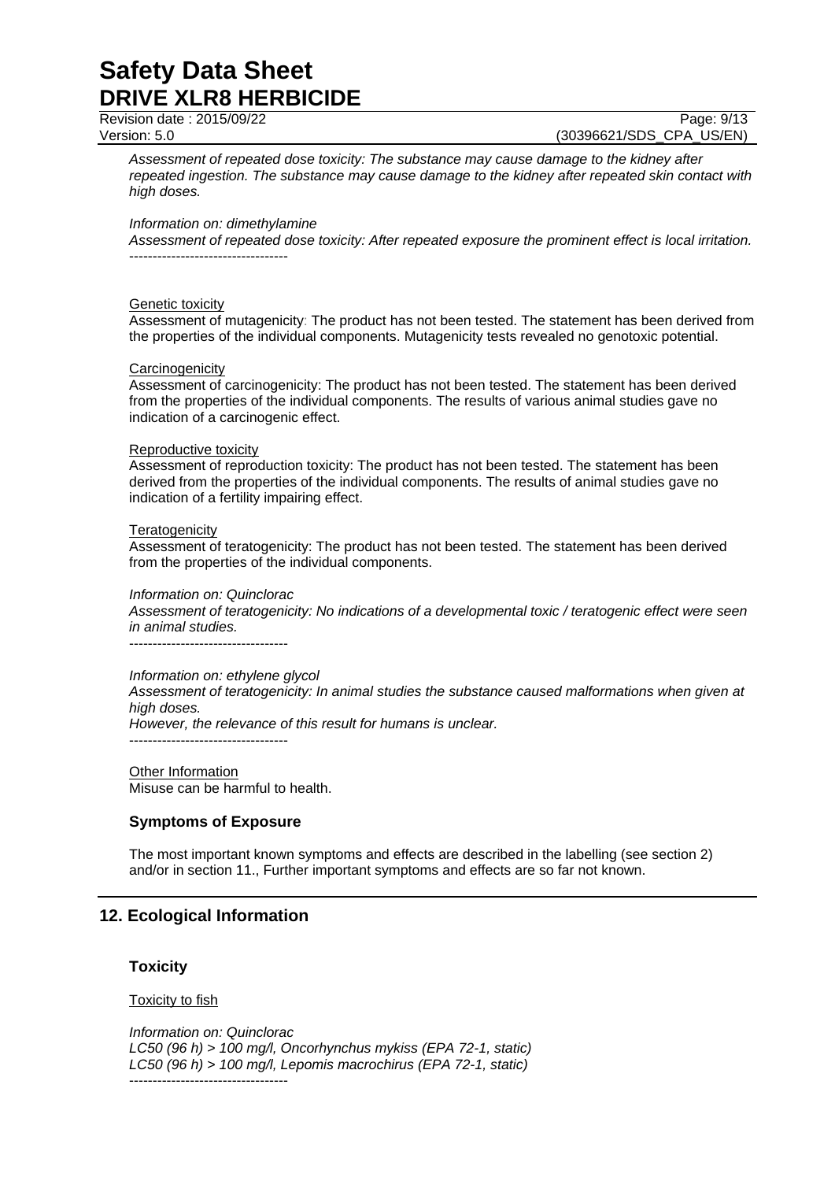*Assessment of repeated dose toxicity: The substance may cause damage to the kidney after repeated ingestion. The substance may cause damage to the kidney after repeated skin contact with high doses.*

*Information on: dimethylamine*
*Assessment of repeated dose toxicity: After repeated exposure the prominent effect is local irritation.*
----------------------------------

Genetic toxicity
Assessment of mutagenicity: The product has not been tested. The statement has been derived from the properties of the individual components. Mutagenicity tests revealed no genotoxic potential.

Carcinogenicity
Assessment of carcinogenicity: The product has not been tested. The statement has been derived from the properties of the individual components. The results of various animal studies gave no indication of a carcinogenic effect.

Reproductive toxicity
Assessment of reproduction toxicity: The product has not been tested. The statement has been derived from the properties of the individual components. The results of animal studies gave no indication of a fertility impairing effect.

Teratogenicity
Assessment of teratogenicity: The product has not been tested. The statement has been derived from the properties of the individual components.

*Information on: Quinclorac*
*Assessment of teratogenicity: No indications of a developmental toxic / teratogenic effect were seen in animal studies.*
----------------------------------

*Information on: ethylene glycol*
*Assessment of teratogenicity: In animal studies the substance caused malformations when given at high doses.*
*However, the relevance of this result for humans is unclear.*
----------------------------------

Other Information
Misuse can be harmful to health.

### Symptoms of Exposure

The most important known symptoms and effects are described in the labelling (see section 2) and/or in section 11., Further important symptoms and effects are so far not known.

## 12. Ecological Information

### Toxicity

Toxicity to fish

*Information on: Quinclorac*
*LC50 (96 h) > 100 mg/l, Oncorhynchus mykiss (EPA 72-1, static)*
*LC50 (96 h) > 100 mg/l, Lepomis macrochirus (EPA 72-1, static)*
----------------------------------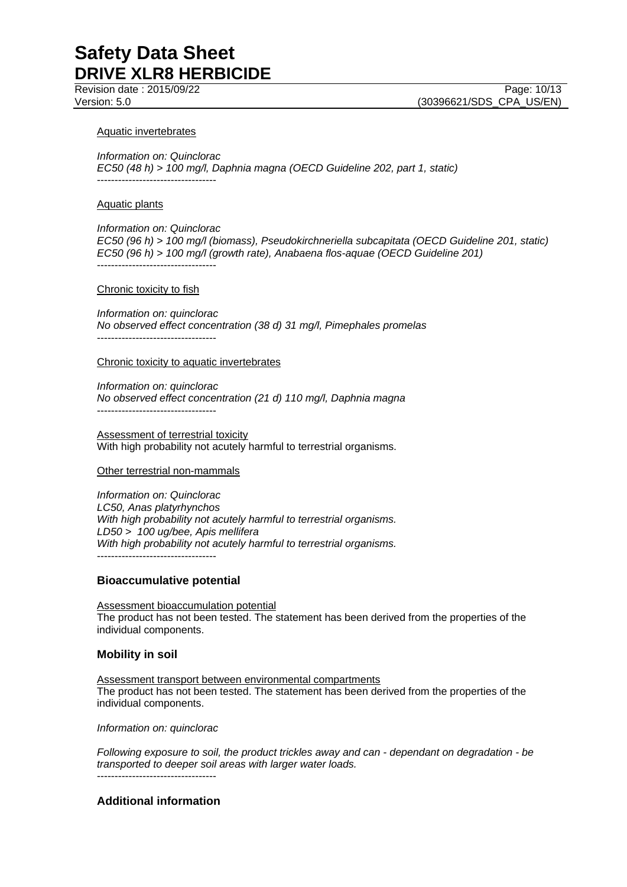Aquatic invertebrates

*Information on: Quinclorac*
*EC50 (48 h) > 100 mg/l, Daphnia magna (OECD Guideline 202, part 1, static)*
----------------------------------

Aquatic plants

*Information on: Quinclorac*
*EC50 (96 h) > 100 mg/l (biomass), Pseudokirchneriella subcapitata (OECD Guideline 201, static)*
*EC50 (96 h) > 100 mg/l (growth rate), Anabaena flos-aquae (OECD Guideline 201)*
----------------------------------

Chronic toxicity to fish

*Information on: quinclorac*
*No observed effect concentration (38 d) 31 mg/l, Pimephales promelas*
----------------------------------

Chronic toxicity to aquatic invertebrates

*Information on: quinclorac*
*No observed effect concentration (21 d) 110 mg/l, Daphnia magna*
----------------------------------

Assessment of terrestrial toxicity
With high probability not acutely harmful to terrestrial organisms.

Other terrestrial non-mammals

*Information on: Quinclorac*
*LC50, Anas platyrhynchos*
*With high probability not acutely harmful to terrestrial organisms.*
*LD50 > 100 ug/bee, Apis mellifera*
*With high probability not acutely harmful to terrestrial organisms.*
----------------------------------

### Bioaccumulative potential

Assessment bioaccumulation potential
The product has not been tested. The statement has been derived from the properties of the individual components.

### Mobility in soil

Assessment transport between environmental compartments
The product has not been tested. The statement has been derived from the properties of the individual components.

*Information on: quinclorac*

*Following exposure to soil, the product trickles away and can - dependant on degradation - be transported to deeper soil areas with larger water loads.*
----------------------------------

### Additional information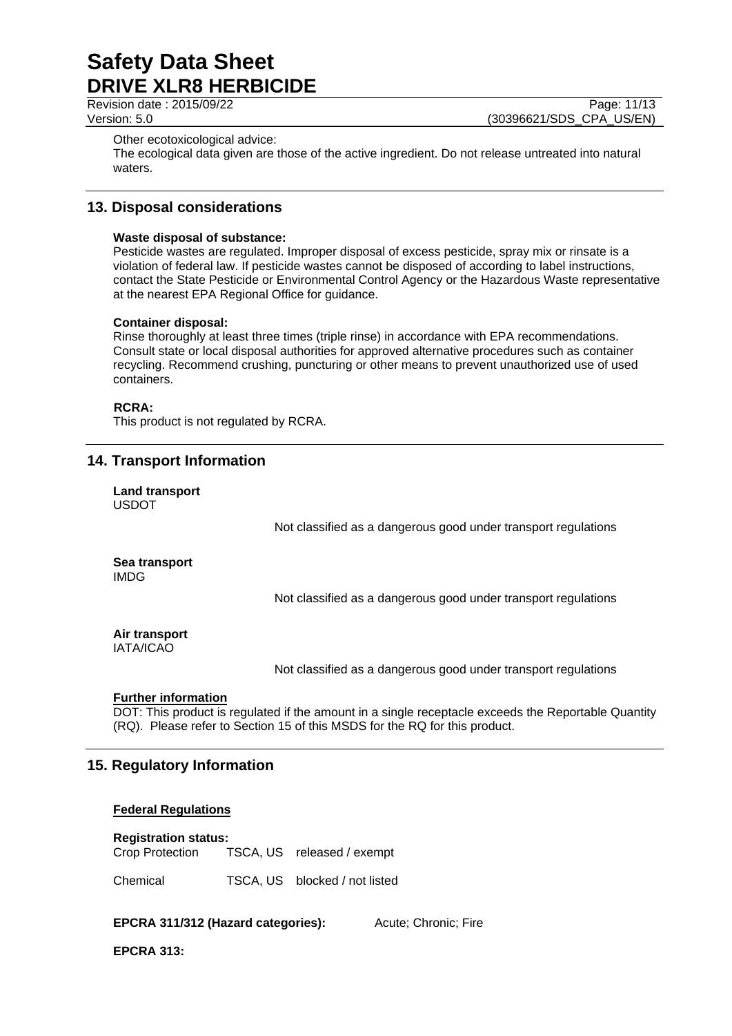Other ecotoxicological advice:
The ecological data given are those of the active ingredient. Do not release untreated into natural waters.

## 13. Disposal considerations

**Waste disposal of substance:**
Pesticide wastes are regulated. Improper disposal of excess pesticide, spray mix or rinsate is a violation of federal law. If pesticide wastes cannot be disposed of according to label instructions, contact the State Pesticide or Environmental Control Agency or the Hazardous Waste representative at the nearest EPA Regional Office for guidance.

**Container disposal:**
Rinse thoroughly at least three times (triple rinse) in accordance with EPA recommendations. Consult state or local disposal authorities for approved alternative procedures such as container recycling. Recommend crushing, puncturing or other means to prevent unauthorized use of used containers.

**RCRA:**
This product is not regulated by RCRA.

## 14. Transport Information

**Land transport**
USDOT

Not classified as a dangerous good under transport regulations

**Sea transport**
IMDG

Not classified as a dangerous good under transport regulations

**Air transport**
IATA/ICAO

Not classified as a dangerous good under transport regulations

**Further information**
DOT: This product is regulated if the amount in a single receptacle exceeds the Reportable Quantity (RQ). Please refer to Section 15 of this MSDS for the RQ for this product.

## 15. Regulatory Information

**Federal Regulations**

**Registration status:**

| | | |
|---|---|---|
| Crop Protection | TSCA, US | released / exempt |
| Chemical | TSCA, US | blocked / not listed |

**EPCRA 311/312 (Hazard categories):** Acute; Chronic; Fire

**EPCRA 313:**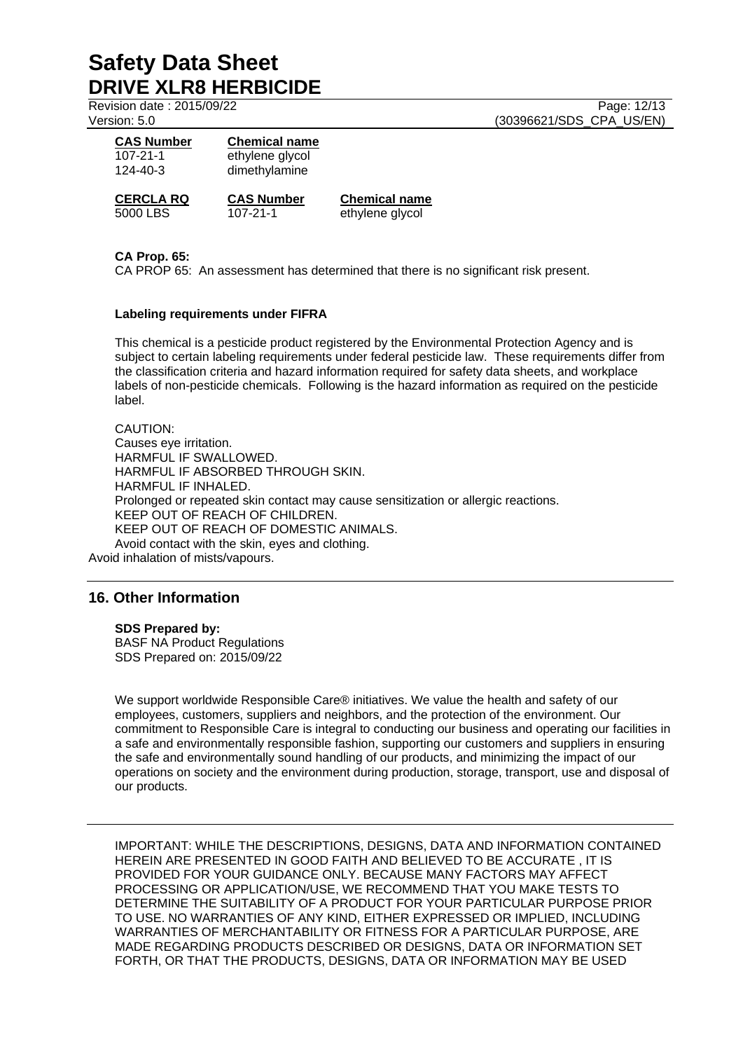| CAS Number | Chemical name |
| --- | --- |
| 107-21-1 | ethylene glycol |
| 124-40-3 | dimethylamine |

| CERCLA RQ | CAS Number | Chemical name |
| --- | --- | --- |
| 5000 LBS | 107-21-1 | ethylene glycol |

**CA Prop. 65:**

CA PROP 65: An assessment has determined that there is no significant risk present.

**Labeling requirements under FIFRA**

This chemical is a pesticide product registered by the Environmental Protection Agency and is subject to certain labeling requirements under federal pesticide law. These requirements differ from the classification criteria and hazard information required for safety data sheets, and workplace labels of non-pesticide chemicals. Following is the hazard information as required on the pesticide label.

CAUTION:
Causes eye irritation.
HARMFUL IF SWALLOWED.
HARMFUL IF ABSORBED THROUGH SKIN.
HARMFUL IF INHALED.
Prolonged or repeated skin contact may cause sensitization or allergic reactions.
KEEP OUT OF REACH OF CHILDREN.
KEEP OUT OF REACH OF DOMESTIC ANIMALS.
Avoid contact with the skin, eyes and clothing.
Avoid inhalation of mists/vapours.

## 16. Other Information

**SDS Prepared by:**
BASF NA Product Regulations
SDS Prepared on: 2015/09/22

We support worldwide Responsible Care® initiatives. We value the health and safety of our employees, customers, suppliers and neighbors, and the protection of the environment. Our commitment to Responsible Care is integral to conducting our business and operating our facilities in a safe and environmentally responsible fashion, supporting our customers and suppliers in ensuring the safe and environmentally sound handling of our products, and minimizing the impact of our operations on society and the environment during production, storage, transport, use and disposal of our products.

IMPORTANT: WHILE THE DESCRIPTIONS, DESIGNS, DATA AND INFORMATION CONTAINED HEREIN ARE PRESENTED IN GOOD FAITH AND BELIEVED TO BE ACCURATE , IT IS PROVIDED FOR YOUR GUIDANCE ONLY. BECAUSE MANY FACTORS MAY AFFECT PROCESSING OR APPLICATION/USE, WE RECOMMEND THAT YOU MAKE TESTS TO DETERMINE THE SUITABILITY OF A PRODUCT FOR YOUR PARTICULAR PURPOSE PRIOR TO USE. NO WARRANTIES OF ANY KIND, EITHER EXPRESSED OR IMPLIED, INCLUDING WARRANTIES OF MERCHANTABILITY OR FITNESS FOR A PARTICULAR PURPOSE, ARE MADE REGARDING PRODUCTS DESCRIBED OR DESIGNS, DATA OR INFORMATION SET FORTH, OR THAT THE PRODUCTS, DESIGNS, DATA OR INFORMATION MAY BE USED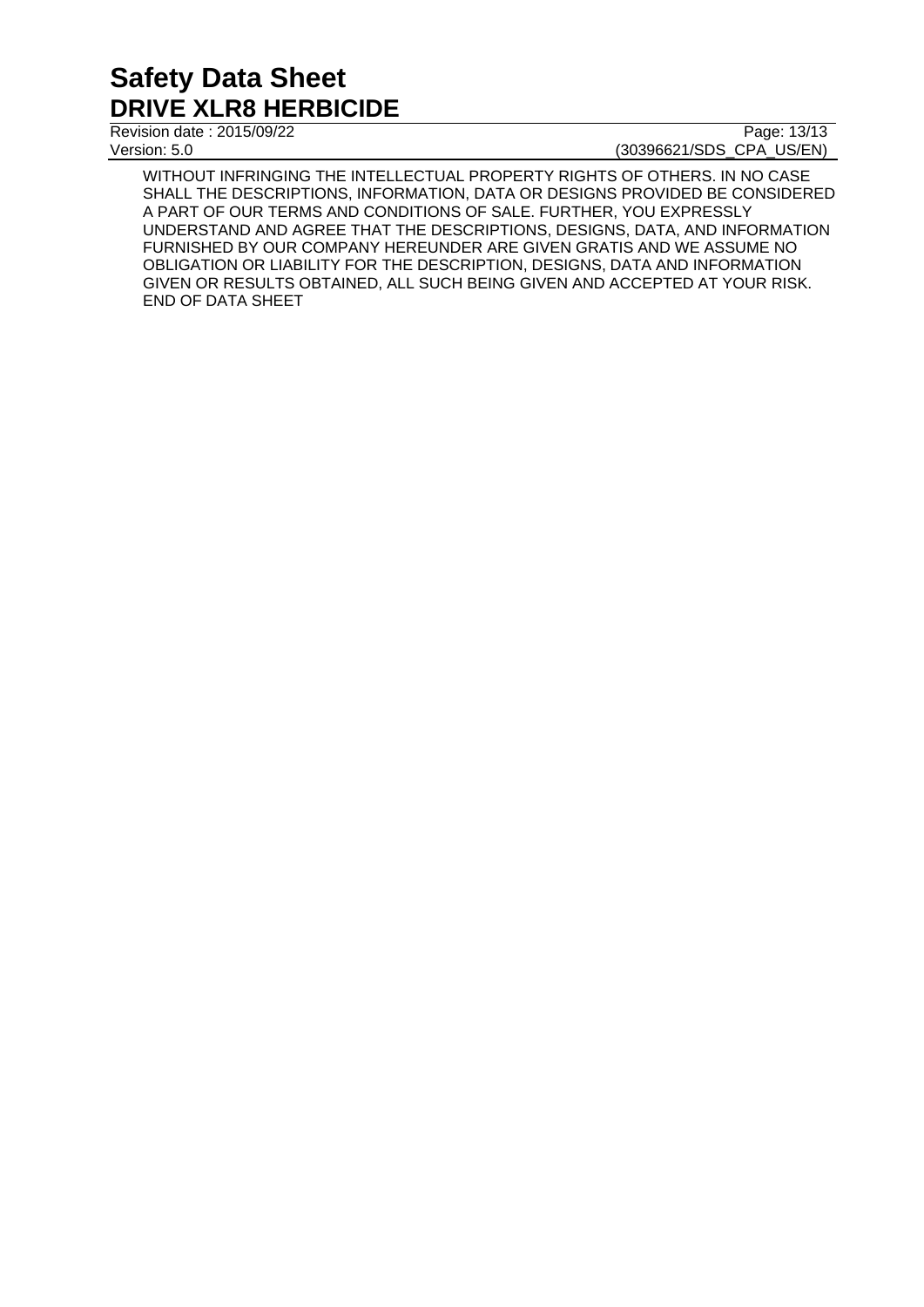WITHOUT INFRINGING THE INTELLECTUAL PROPERTY RIGHTS OF OTHERS. IN NO CASE SHALL THE DESCRIPTIONS, INFORMATION, DATA OR DESIGNS PROVIDED BE CONSIDERED A PART OF OUR TERMS AND CONDITIONS OF SALE. FURTHER, YOU EXPRESSLY UNDERSTAND AND AGREE THAT THE DESCRIPTIONS, DESIGNS, DATA, AND INFORMATION FURNISHED BY OUR COMPANY HEREUNDER ARE GIVEN GRATIS AND WE ASSUME NO OBLIGATION OR LIABILITY FOR THE DESCRIPTION, DESIGNS, DATA AND INFORMATION GIVEN OR RESULTS OBTAINED, ALL SUCH BEING GIVEN AND ACCEPTED AT YOUR RISK.
END OF DATA SHEET